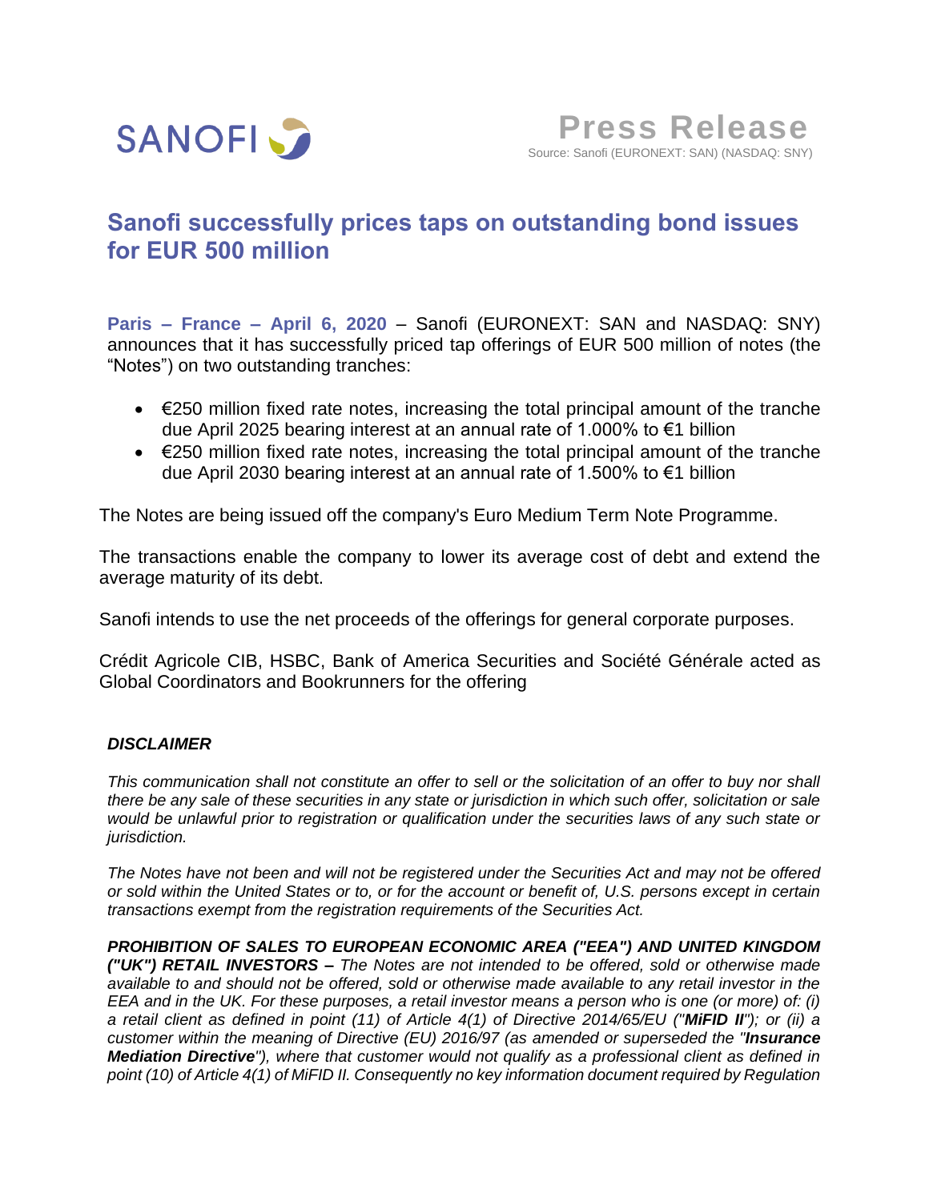SANOFI

**Press Release**

Source: Sanofi (EURONEXT: SAN) (NASDAQ: SNY)

# Sanofi successfully prices taps on outstanding bond issues for EUR 500 million

**Paris – France – April 6, 2020** – Sanofi (EURONEXT: SAN and NASDAQ: SNY) announces that it has successfully priced tap offerings of EUR 500 million of notes (the "Notes") on two outstanding tranches:

- €250 million fixed rate notes, increasing the total principal amount of the tranche due April 2025 bearing interest at an annual rate of 1.000% to €1 billion
- €250 million fixed rate notes, increasing the total principal amount of the tranche due April 2030 bearing interest at an annual rate of 1.500% to €1 billion

The Notes are being issued off the company's Euro Medium Term Note Programme.

The transactions enable the company to lower its average cost of debt and extend the average maturity of its debt.

Sanofi intends to use the net proceeds of the offerings for general corporate purposes.

Crédit Agricole CIB, HSBC, Bank of America Securities and Société Générale acted as Global Coordinators and Bookrunners for the offering

***DISCLAIMER***

*This communication shall not constitute an offer to sell or the solicitation of an offer to buy nor shall there be any sale of these securities in any state or jurisdiction in which such offer, solicitation or sale would be unlawful prior to registration or qualification under the securities laws of any such state or jurisdiction.*

*The Notes have not been and will not be registered under the Securities Act and may not be offered or sold within the United States or to, or for the account or benefit of, U.S. persons except in certain transactions exempt from the registration requirements of the Securities Act.*

***PROHIBITION OF SALES TO EUROPEAN ECONOMIC AREA ("EEA") AND UNITED KINGDOM ("UK") RETAIL INVESTORS –*** *The Notes are not intended to be offered, sold or otherwise made available to and should not be offered, sold or otherwise made available to any retail investor in the EEA and in the UK. For these purposes, a retail investor means a person who is one (or more) of: (i) a retail client as defined in point (11) of Article 4(1) of Directive 2014/65/EU ("**MiFID II**"); or (ii) a customer within the meaning of Directive (EU) 2016/97 (as amended or superseded the "**Insurance Mediation Directive**"), where that customer would not qualify as a professional client as defined in point (10) of Article 4(1) of MiFID II. Consequently no key information document required by Regulation*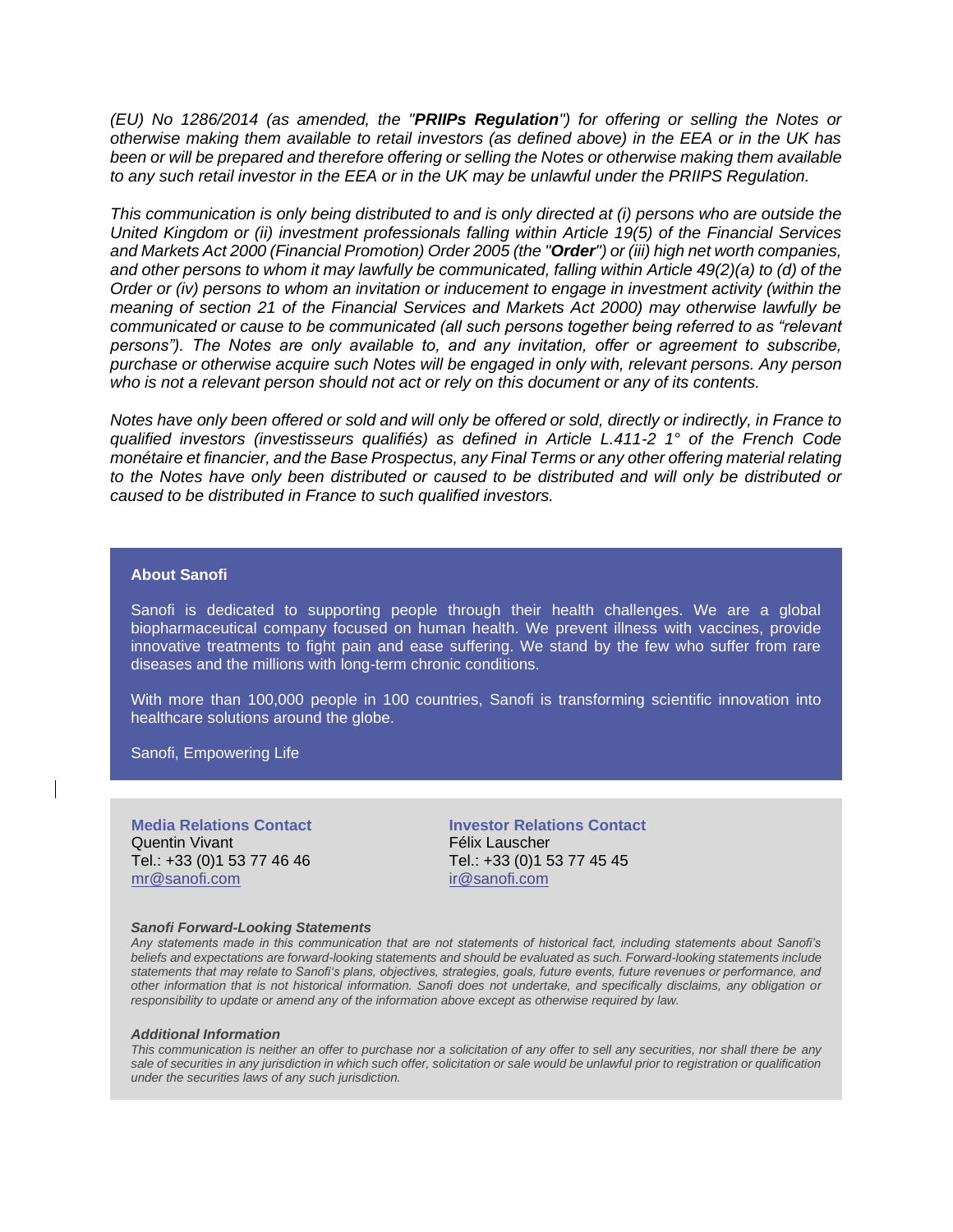*(EU) No 1286/2014 (as amended, the "**PRIIPs Regulation**") for offering or selling the Notes or otherwise making them available to retail investors (as defined above) in the EEA or in the UK has been or will be prepared and therefore offering or selling the Notes or otherwise making them available to any such retail investor in the EEA or in the UK may be unlawful under the PRIIPS Regulation.*

*This communication is only being distributed to and is only directed at (i) persons who are outside the United Kingdom or (ii) investment professionals falling within Article 19(5) of the Financial Services and Markets Act 2000 (Financial Promotion) Order 2005 (the "**Order**") or (iii) high net worth companies, and other persons to whom it may lawfully be communicated, falling within Article 49(2)(a) to (d) of the Order or (iv) persons to whom an invitation or inducement to engage in investment activity (within the meaning of section 21 of the Financial Services and Markets Act 2000) may otherwise lawfully be communicated or cause to be communicated (all such persons together being referred to as "relevant persons"). The Notes are only available to, and any invitation, offer or agreement to subscribe, purchase or otherwise acquire such Notes will be engaged in only with, relevant persons. Any person who is not a relevant person should not act or rely on this document or any of its contents.*

*Notes have only been offered or sold and will only be offered or sold, directly or indirectly, in France to qualified investors (investisseurs qualifiés) as defined in Article L.411-2 1° of the French Code monétaire et financier, and the Base Prospectus, any Final Terms or any other offering material relating to the Notes have only been distributed or caused to be distributed and will only be distributed or caused to be distributed in France to such qualified investors.*

**About Sanofi**

Sanofi is dedicated to supporting people through their health challenges. We are a global biopharmaceutical company focused on human health. We prevent illness with vaccines, provide innovative treatments to fight pain and ease suffering. We stand by the few who suffer from rare diseases and the millions with long-term chronic conditions.

With more than 100,000 people in 100 countries, Sanofi is transforming scientific innovation into healthcare solutions around the globe.

Sanofi, Empowering Life

**Media Relations Contact**
Quentin Vivant
Tel.: +33 (0)1 53 77 46 46
mr@sanofi.com

**Investor Relations Contact**
Félix Lauscher
Tel.: +33 (0)1 53 77 45 45
ir@sanofi.com

***Sanofi Forward-Looking Statements***

*Any statements made in this communication that are not statements of historical fact, including statements about Sanofi's beliefs and expectations are forward-looking statements and should be evaluated as such. Forward-looking statements include statements that may relate to Sanofi's plans, objectives, strategies, goals, future events, future revenues or performance, and other information that is not historical information. Sanofi does not undertake, and specifically disclaims, any obligation or responsibility to update or amend any of the information above except as otherwise required by law.*

***Additional Information***

*This communication is neither an offer to purchase nor a solicitation of any offer to sell any securities, nor shall there be any sale of securities in any jurisdiction in which such offer, solicitation or sale would be unlawful prior to registration or qualification under the securities laws of any such jurisdiction.*